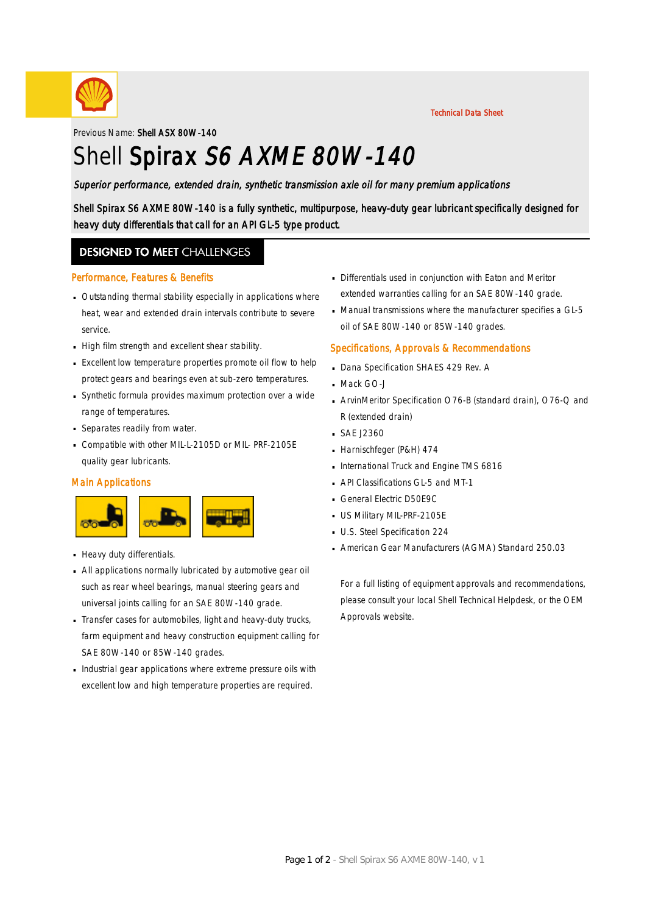Technical Data Sheet

Previous Name: **Shell ASX 80W-140**

# Shell **Spirax** *S6 AXME 80W-140*

*Superior performance, extended drain, synthetic transmission axle oil for many premium applications*

Shell Spirax S6 AXME 80W-140 is a fully synthetic, multipurpose, heavy-duty gear lubricant specifically designed for heavy duty differentials that call for an API GL-5 type product.

## DESIGNED TO MEET CHALLENGES

### Performance, Features & Benefits

- Outstanding thermal stability especially in applications where heat, wear and extended drain intervals contribute to severe service.
- High film strength and excellent shear stability.
- Excellent low temperature properties promote oil flow to help protect gears and bearings even at sub-zero temperatures.
- Synthetic formula provides maximum protection over a wide range of temperatures.
- Separates readily from water.
- Compatible with other MIL-L-2105D or MIL- PRF-2105E quality gear lubricants.

### Main Applications

- Heavy duty differentials.
- All applications normally lubricated by automotive gear oil such as rear wheel bearings, manual steering gears and universal joints calling for an SAE 80W-140 grade.
- Transfer cases for automobiles, light and heavy-duty trucks, farm equipment and heavy construction equipment calling for SAE 80W-140 or 85W-140 grades.
- Industrial gear applications where extreme pressure oils with excellent low and high temperature properties are required.
- Differentials used in conjunction with Eaton and Meritor extended warranties calling for an SAE 80W-140 grade.
- Manual transmissions where the manufacturer specifies a GL-5 oil of SAE 80W-140 or 85W-140 grades.

### Specifications, Approvals & Recommendations

- Dana Specification SHAES 429 Rev. A
- Mack GO-J
- ArvinMeritor Specification O76-B (standard drain), O76-Q and R (extended drain)
- SAE J2360
- Harnischfeger (P&H) 474
- International Truck and Engine TMS 6816
- API Classifications GL-5 and MT-1
- General Electric D50E9C
- US Military MIL-PRF-2105E
- U.S. Steel Specification 224
- American Gear Manufacturers (AGMA) Standard 250.03

For a full listing of equipment approvals and recommendations, please consult your local Shell Technical Helpdesk, or the OEM Approvals website.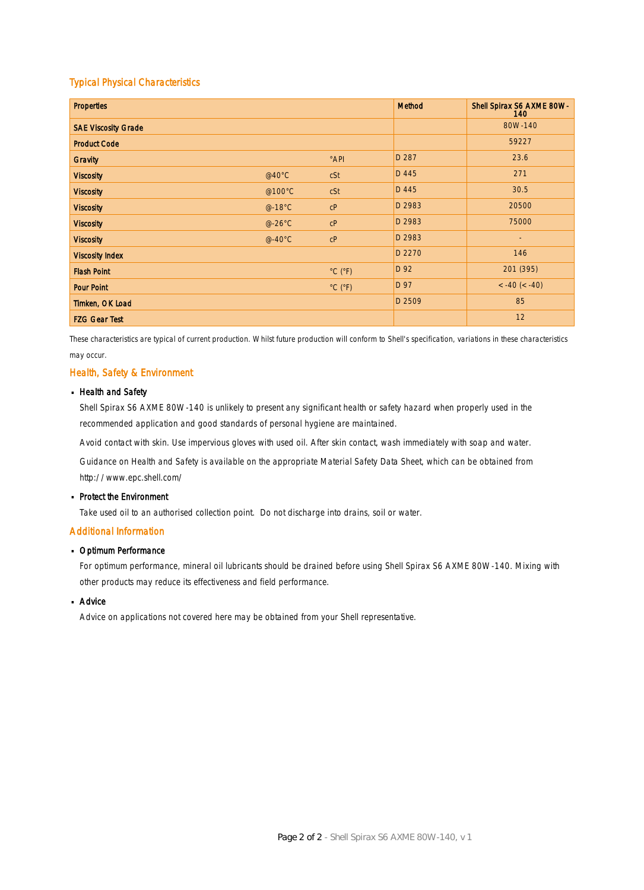## Typical Physical Characteristics

| Properties | | | Method | Shell Spirax S6 AXME 80W-140 |
|---|---|---|---|---|
| SAE Viscosity Grade | | | | 80W-140 |
| Product Code | | | | 59227 |
| Gravity | | °API | D 287 | 23.6 |
| Viscosity | @40°C | cSt | D 445 | 271 |
| Viscosity | @100°C | cSt | D 445 | 30.5 |
| Viscosity | @-18°C | cP | D 2983 | 20500 |
| Viscosity | @-26°C | cP | D 2983 | 75000 |
| Viscosity | @-40°C | cP | D 2983 | - |
| Viscosity Index | | | D 2270 | 146 |
| Flash Point | | °C (°F) | D 92 | 201 (395) |
| Pour Point | | °C (°F) | D 97 | < -40 (< -40) |
| Timken, OK Load | | | D 2509 | 85 |
| FZG Gear Test | | | | 12 |

These characteristics are typical of current production. Whilst future production will conform to Shell's specification, variations in these characteristics may occur.

## Health, Safety & Environment

- **Health and Safety**

  Shell Spirax S6 AXME 80W-140 is unlikely to present any significant health or safety hazard when properly used in the recommended application and good standards of personal hygiene are maintained.

  Avoid contact with skin. Use impervious gloves with used oil. After skin contact, wash immediately with soap and water.

  Guidance on Health and Safety is available on the appropriate Material Safety Data Sheet, which can be obtained from http://www.epc.shell.com/

- **Protect the Environment**

  Take used oil to an authorised collection point. Do not discharge into drains, soil or water.

## Additional Information

- **Optimum Performance**

  For optimum performance, mineral oil lubricants should be drained before using Shell Spirax S6 AXME 80W-140. Mixing with other products may reduce its effectiveness and field performance.

- **Advice**

  Advice on applications not covered here may be obtained from your Shell representative.